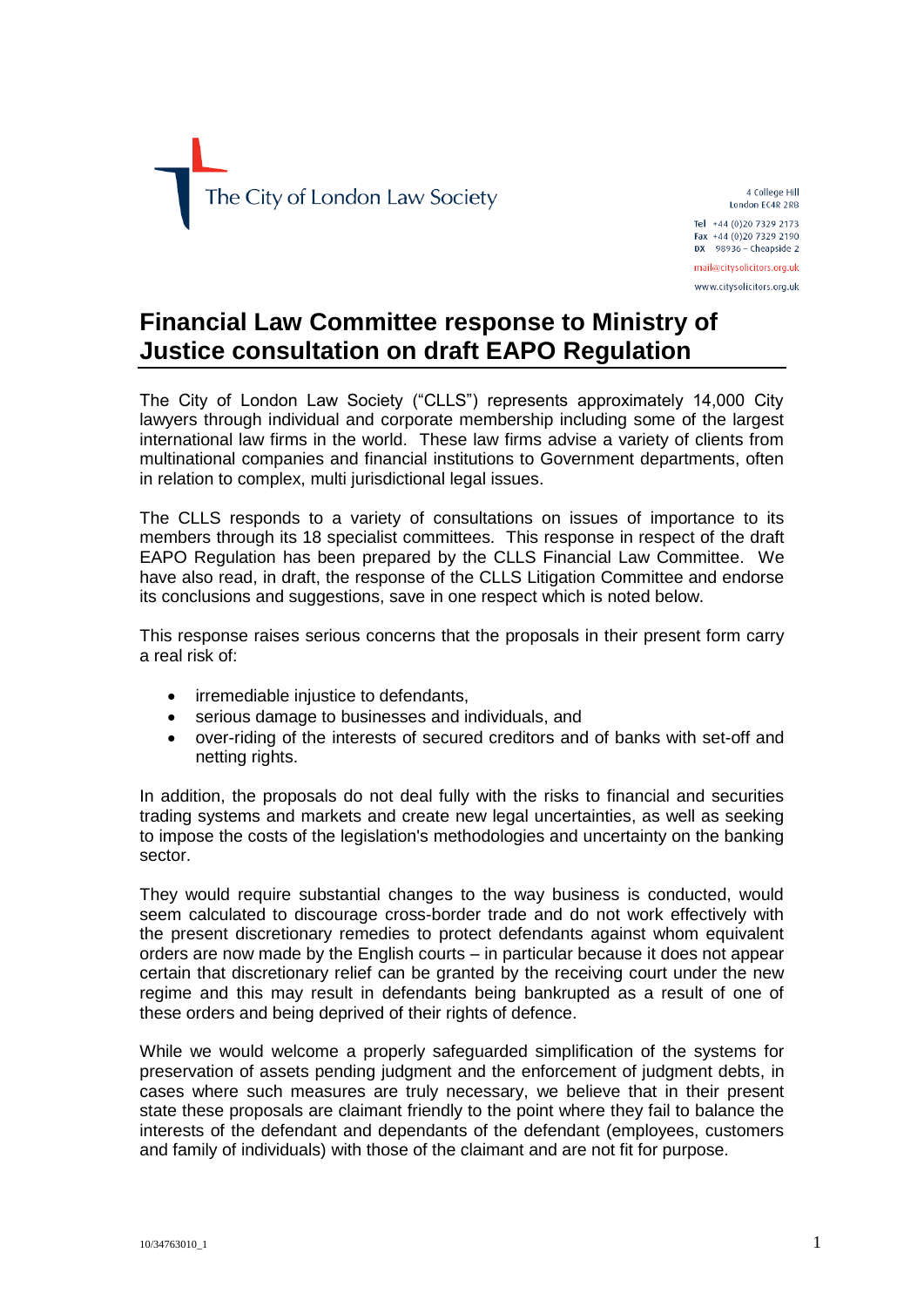The City of London Law Society

4 College Hill
London EC4R 2RB

Tel +44 (0)20 7329 2173
Fax +44 (0)20 7329 2190
DX 98936 – Cheapside 2

mail@citysolicitors.org.uk

www.citysolicitors.org.uk

# Financial Law Committee response to Ministry of Justice consultation on draft EAPO Regulation

The City of London Law Society ("CLLS") represents approximately 14,000 City lawyers through individual and corporate membership including some of the largest international law firms in the world. These law firms advise a variety of clients from multinational companies and financial institutions to Government departments, often in relation to complex, multi jurisdictional legal issues.

The CLLS responds to a variety of consultations on issues of importance to its members through its 18 specialist committees. This response in respect of the draft EAPO Regulation has been prepared by the CLLS Financial Law Committee. We have also read, in draft, the response of the CLLS Litigation Committee and endorse its conclusions and suggestions, save in one respect which is noted below.

This response raises serious concerns that the proposals in their present form carry a real risk of:

- irremediable injustice to defendants,
- serious damage to businesses and individuals, and
- over-riding of the interests of secured creditors and of banks with set-off and netting rights.

In addition, the proposals do not deal fully with the risks to financial and securities trading systems and markets and create new legal uncertainties, as well as seeking to impose the costs of the legislation's methodologies and uncertainty on the banking sector.

They would require substantial changes to the way business is conducted, would seem calculated to discourage cross-border trade and do not work effectively with the present discretionary remedies to protect defendants against whom equivalent orders are now made by the English courts – in particular because it does not appear certain that discretionary relief can be granted by the receiving court under the new regime and this may result in defendants being bankrupted as a result of one of these orders and being deprived of their rights of defence.

While we would welcome a properly safeguarded simplification of the systems for preservation of assets pending judgment and the enforcement of judgment debts, in cases where such measures are truly necessary, we believe that in their present state these proposals are claimant friendly to the point where they fail to balance the interests of the defendant and dependants of the defendant (employees, customers and family of individuals) with those of the claimant and are not fit for purpose.

10/34763010_1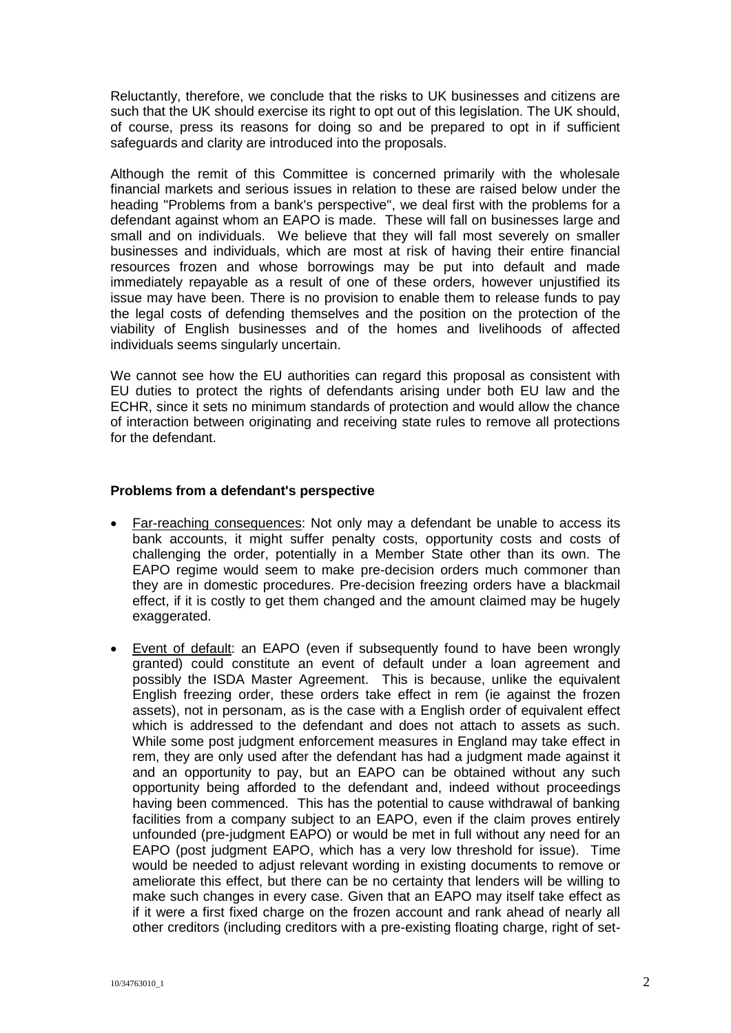Reluctantly, therefore, we conclude that the risks to UK businesses and citizens are such that the UK should exercise its right to opt out of this legislation. The UK should, of course, press its reasons for doing so and be prepared to opt in if sufficient safeguards and clarity are introduced into the proposals.

Although the remit of this Committee is concerned primarily with the wholesale financial markets and serious issues in relation to these are raised below under the heading "Problems from a bank's perspective", we deal first with the problems for a defendant against whom an EAPO is made. These will fall on businesses large and small and on individuals. We believe that they will fall most severely on smaller businesses and individuals, which are most at risk of having their entire financial resources frozen and whose borrowings may be put into default and made immediately repayable as a result of one of these orders, however unjustified its issue may have been. There is no provision to enable them to release funds to pay the legal costs of defending themselves and the position on the protection of the viability of English businesses and of the homes and livelihoods of affected individuals seems singularly uncertain.

We cannot see how the EU authorities can regard this proposal as consistent with EU duties to protect the rights of defendants arising under both EU law and the ECHR, since it sets no minimum standards of protection and would allow the chance of interaction between originating and receiving state rules to remove all protections for the defendant.

**Problems from a defendant's perspective**

- Far-reaching consequences: Not only may a defendant be unable to access its bank accounts, it might suffer penalty costs, opportunity costs and costs of challenging the order, potentially in a Member State other than its own. The EAPO regime would seem to make pre-decision orders much commoner than they are in domestic procedures. Pre-decision freezing orders have a blackmail effect, if it is costly to get them changed and the amount claimed may be hugely exaggerated.

- Event of default: an EAPO (even if subsequently found to have been wrongly granted) could constitute an event of default under a loan agreement and possibly the ISDA Master Agreement. This is because, unlike the equivalent English freezing order, these orders take effect in rem (ie against the frozen assets), not in personam, as is the case with a English order of equivalent effect which is addressed to the defendant and does not attach to assets as such. While some post judgment enforcement measures in England may take effect in rem, they are only used after the defendant has had a judgment made against it and an opportunity to pay, but an EAPO can be obtained without any such opportunity being afforded to the defendant and, indeed without proceedings having been commenced. This has the potential to cause withdrawal of banking facilities from a company subject to an EAPO, even if the claim proves entirely unfounded (pre-judgment EAPO) or would be met in full without any need for an EAPO (post judgment EAPO, which has a very low threshold for issue). Time would be needed to adjust relevant wording in existing documents to remove or ameliorate this effect, but there can be no certainty that lenders will be willing to make such changes in every case. Given that an EAPO may itself take effect as if it were a first fixed charge on the frozen account and rank ahead of nearly all other creditors (including creditors with a pre-existing floating charge, right of set-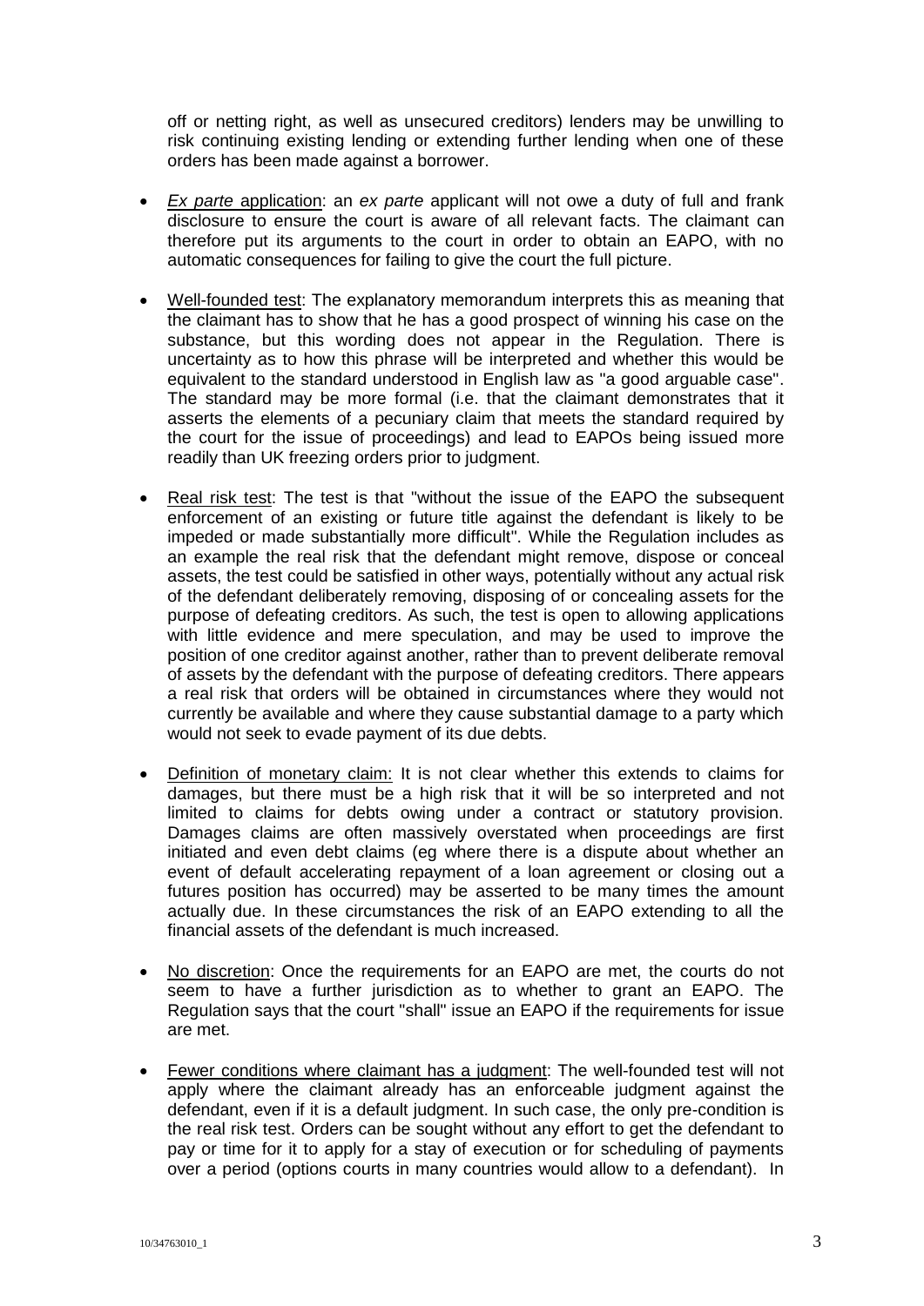off or netting right, as well as unsecured creditors) lenders may be unwilling to risk continuing existing lending or extending further lending when one of these orders has been made against a borrower.

- *Ex parte* application: an *ex parte* applicant will not owe a duty of full and frank disclosure to ensure the court is aware of all relevant facts. The claimant can therefore put its arguments to the court in order to obtain an EAPO, with no automatic consequences for failing to give the court the full picture.

- Well-founded test: The explanatory memorandum interprets this as meaning that the claimant has to show that he has a good prospect of winning his case on the substance, but this wording does not appear in the Regulation. There is uncertainty as to how this phrase will be interpreted and whether this would be equivalent to the standard understood in English law as "a good arguable case". The standard may be more formal (i.e. that the claimant demonstrates that it asserts the elements of a pecuniary claim that meets the standard required by the court for the issue of proceedings) and lead to EAPOs being issued more readily than UK freezing orders prior to judgment.

- Real risk test: The test is that "without the issue of the EAPO the subsequent enforcement of an existing or future title against the defendant is likely to be impeded or made substantially more difficult". While the Regulation includes as an example the real risk that the defendant might remove, dispose or conceal assets, the test could be satisfied in other ways, potentially without any actual risk of the defendant deliberately removing, disposing of or concealing assets for the purpose of defeating creditors. As such, the test is open to allowing applications with little evidence and mere speculation, and may be used to improve the position of one creditor against another, rather than to prevent deliberate removal of assets by the defendant with the purpose of defeating creditors. There appears a real risk that orders will be obtained in circumstances where they would not currently be available and where they cause substantial damage to a party which would not seek to evade payment of its due debts.

- Definition of monetary claim: It is not clear whether this extends to claims for damages, but there must be a high risk that it will be so interpreted and not limited to claims for debts owing under a contract or statutory provision. Damages claims are often massively overstated when proceedings are first initiated and even debt claims (eg where there is a dispute about whether an event of default accelerating repayment of a loan agreement or closing out a futures position has occurred) may be asserted to be many times the amount actually due. In these circumstances the risk of an EAPO extending to all the financial assets of the defendant is much increased.

- No discretion: Once the requirements for an EAPO are met, the courts do not seem to have a further jurisdiction as to whether to grant an EAPO. The Regulation says that the court "shall" issue an EAPO if the requirements for issue are met.

- Fewer conditions where claimant has a judgment: The well-founded test will not apply where the claimant already has an enforceable judgment against the defendant, even if it is a default judgment. In such case, the only pre-condition is the real risk test. Orders can be sought without any effort to get the defendant to pay or time for it to apply for a stay of execution or for scheduling of payments over a period (options courts in many countries would allow to a defendant). In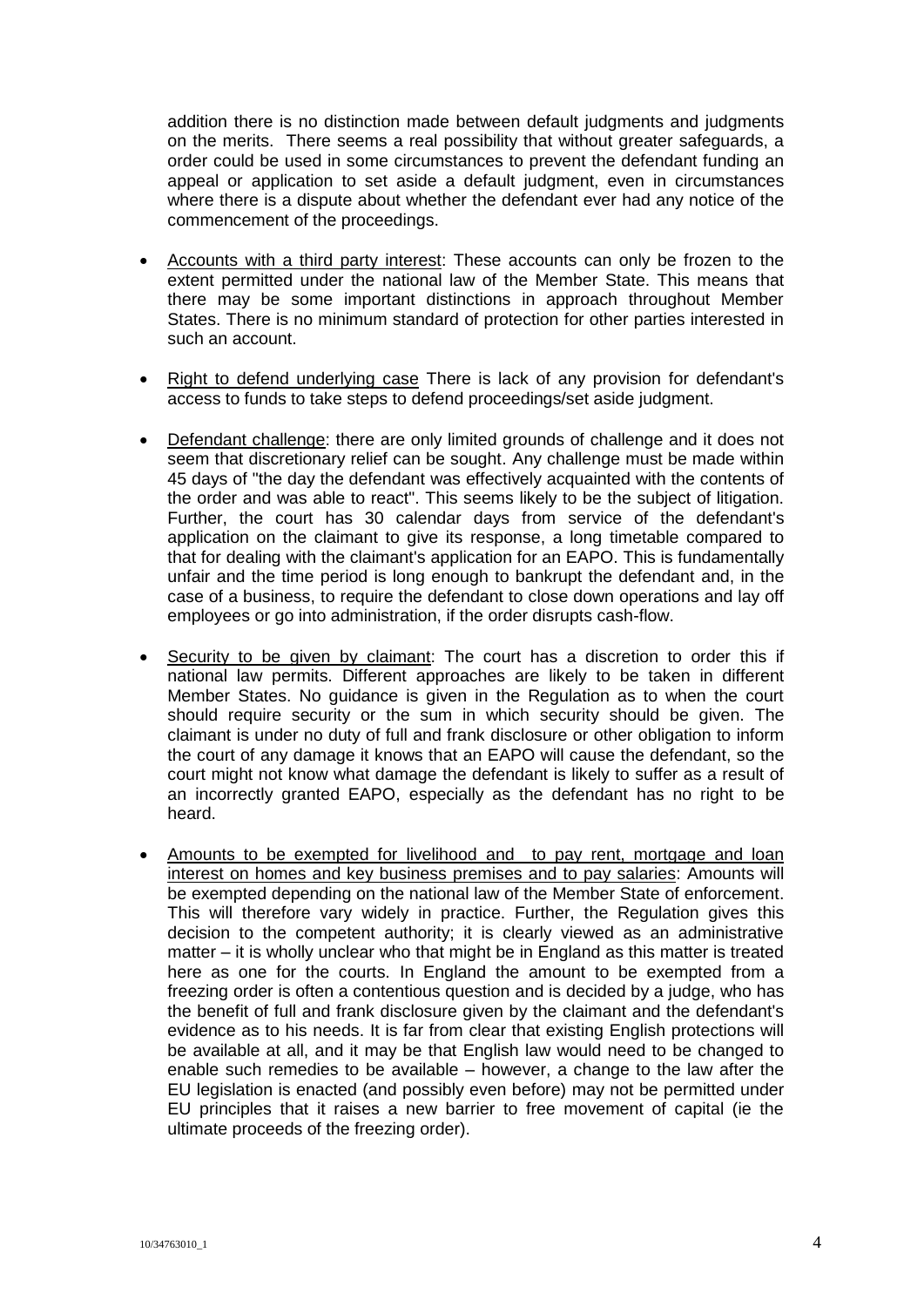addition there is no distinction made between default judgments and judgments on the merits. There seems a real possibility that without greater safeguards, a order could be used in some circumstances to prevent the defendant funding an appeal or application to set aside a default judgment, even in circumstances where there is a dispute about whether the defendant ever had any notice of the commencement of the proceedings.

- Accounts with a third party interest: These accounts can only be frozen to the extent permitted under the national law of the Member State. This means that there may be some important distinctions in approach throughout Member States. There is no minimum standard of protection for other parties interested in such an account.

- Right to defend underlying case There is lack of any provision for defendant's access to funds to take steps to defend proceedings/set aside judgment.

- Defendant challenge: there are only limited grounds of challenge and it does not seem that discretionary relief can be sought. Any challenge must be made within 45 days of "the day the defendant was effectively acquainted with the contents of the order and was able to react". This seems likely to be the subject of litigation. Further, the court has 30 calendar days from service of the defendant's application on the claimant to give its response, a long timetable compared to that for dealing with the claimant's application for an EAPO. This is fundamentally unfair and the time period is long enough to bankrupt the defendant and, in the case of a business, to require the defendant to close down operations and lay off employees or go into administration, if the order disrupts cash-flow.

- Security to be given by claimant: The court has a discretion to order this if national law permits. Different approaches are likely to be taken in different Member States. No guidance is given in the Regulation as to when the court should require security or the sum in which security should be given. The claimant is under no duty of full and frank disclosure or other obligation to inform the court of any damage it knows that an EAPO will cause the defendant, so the court might not know what damage the defendant is likely to suffer as a result of an incorrectly granted EAPO, especially as the defendant has no right to be heard.

- Amounts to be exempted for livelihood and to pay rent, mortgage and loan interest on homes and key business premises and to pay salaries: Amounts will be exempted depending on the national law of the Member State of enforcement. This will therefore vary widely in practice. Further, the Regulation gives this decision to the competent authority; it is clearly viewed as an administrative matter – it is wholly unclear who that might be in England as this matter is treated here as one for the courts. In England the amount to be exempted from a freezing order is often a contentious question and is decided by a judge, who has the benefit of full and frank disclosure given by the claimant and the defendant's evidence as to his needs. It is far from clear that existing English protections will be available at all, and it may be that English law would need to be changed to enable such remedies to be available – however, a change to the law after the EU legislation is enacted (and possibly even before) may not be permitted under EU principles that it raises a new barrier to free movement of capital (ie the ultimate proceeds of the freezing order).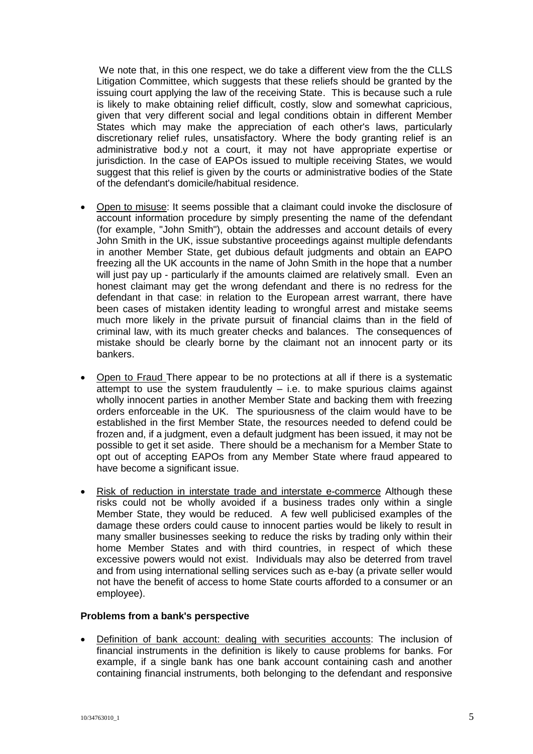We note that, in this one respect, we do take a different view from the the CLLS Litigation Committee, which suggests that these reliefs should be granted by the issuing court applying the law of the receiving State. This is because such a rule is likely to make obtaining relief difficult, costly, slow and somewhat capricious, given that very different social and legal conditions obtain in different Member States which may make the appreciation of each other's laws, particularly discretionary relief rules, unsatisfactory. Where the body granting relief is an administrative bod.y not a court, it may not have appropriate expertise or jurisdiction. In the case of EAPOs issued to multiple receiving States, we would suggest that this relief is given by the courts or administrative bodies of the State of the defendant's domicile/habitual residence.

- Open to misuse: It seems possible that a claimant could invoke the disclosure of account information procedure by simply presenting the name of the defendant (for example, "John Smith"), obtain the addresses and account details of every John Smith in the UK, issue substantive proceedings against multiple defendants in another Member State, get dubious default judgments and obtain an EAPO freezing all the UK accounts in the name of John Smith in the hope that a number will just pay up - particularly if the amounts claimed are relatively small. Even an honest claimant may get the wrong defendant and there is no redress for the defendant in that case: in relation to the European arrest warrant, there have been cases of mistaken identity leading to wrongful arrest and mistake seems much more likely in the private pursuit of financial claims than in the field of criminal law, with its much greater checks and balances. The consequences of mistake should be clearly borne by the claimant not an innocent party or its bankers.

- Open to Fraud There appear to be no protections at all if there is a systematic attempt to use the system fraudulently – i.e. to make spurious claims against wholly innocent parties in another Member State and backing them with freezing orders enforceable in the UK. The spuriousness of the claim would have to be established in the first Member State, the resources needed to defend could be frozen and, if a judgment, even a default judgment has been issued, it may not be possible to get it set aside. There should be a mechanism for a Member State to opt out of accepting EAPOs from any Member State where fraud appeared to have become a significant issue.

- Risk of reduction in interstate trade and interstate e-commerce Although these risks could not be wholly avoided if a business trades only within a single Member State, they would be reduced. A few well publicised examples of the damage these orders could cause to innocent parties would be likely to result in many smaller businesses seeking to reduce the risks by trading only within their home Member States and with third countries, in respect of which these excessive powers would not exist. Individuals may also be deterred from travel and from using international selling services such as e-bay (a private seller would not have the benefit of access to home State courts afforded to a consumer or an employee).

**Problems from a bank's perspective**

- Definition of bank account: dealing with securities accounts: The inclusion of financial instruments in the definition is likely to cause problems for banks. For example, if a single bank has one bank account containing cash and another containing financial instruments, both belonging to the defendant and responsive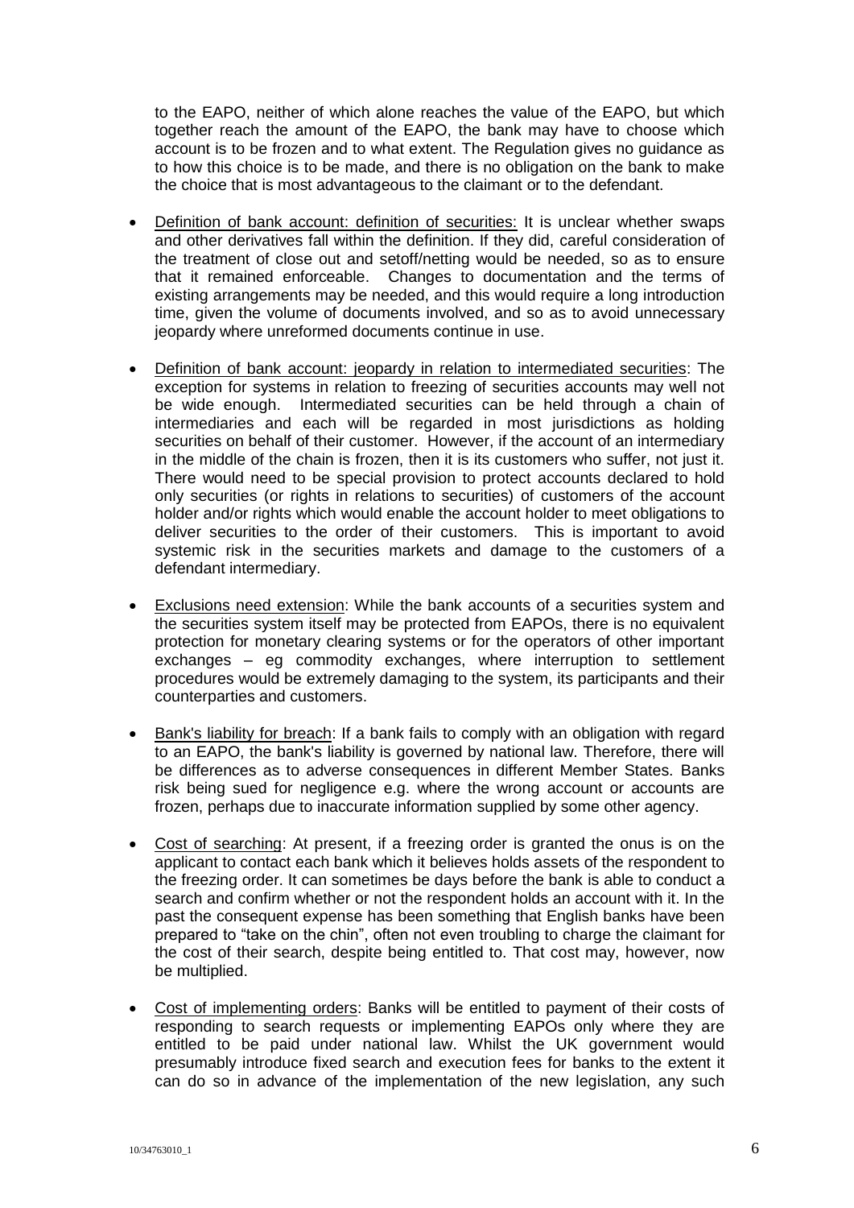to the EAPO, neither of which alone reaches the value of the EAPO, but which together reach the amount of the EAPO, the bank may have to choose which account is to be frozen and to what extent. The Regulation gives no guidance as to how this choice is to be made, and there is no obligation on the bank to make the choice that is most advantageous to the claimant or to the defendant.

- <u>Definition of bank account: definition of securities:</u> It is unclear whether swaps and other derivatives fall within the definition. If they did, careful consideration of the treatment of close out and setoff/netting would be needed, so as to ensure that it remained enforceable. Changes to documentation and the terms of existing arrangements may be needed, and this would require a long introduction time, given the volume of documents involved, and so as to avoid unnecessary jeopardy where unreformed documents continue in use.

- <u>Definition of bank account: jeopardy in relation to intermediated securities</u>: The exception for systems in relation to freezing of securities accounts may well not be wide enough. Intermediated securities can be held through a chain of intermediaries and each will be regarded in most jurisdictions as holding securities on behalf of their customer. However, if the account of an intermediary in the middle of the chain is frozen, then it is its customers who suffer, not just it. There would need to be special provision to protect accounts declared to hold only securities (or rights in relations to securities) of customers of the account holder and/or rights which would enable the account holder to meet obligations to deliver securities to the order of their customers. This is important to avoid systemic risk in the securities markets and damage to the customers of a defendant intermediary.

- <u>Exclusions need extension</u>: While the bank accounts of a securities system and the securities system itself may be protected from EAPOs, there is no equivalent protection for monetary clearing systems or for the operators of other important exchanges – eg commodity exchanges, where interruption to settlement procedures would be extremely damaging to the system, its participants and their counterparties and customers.

- <u>Bank's liability for breach</u>: If a bank fails to comply with an obligation with regard to an EAPO, the bank's liability is governed by national law. Therefore, there will be differences as to adverse consequences in different Member States. Banks risk being sued for negligence e.g. where the wrong account or accounts are frozen, perhaps due to inaccurate information supplied by some other agency.

- <u>Cost of searching</u>: At present, if a freezing order is granted the onus is on the applicant to contact each bank which it believes holds assets of the respondent to the freezing order. It can sometimes be days before the bank is able to conduct a search and confirm whether or not the respondent holds an account with it. In the past the consequent expense has been something that English banks have been prepared to "take on the chin", often not even troubling to charge the claimant for the cost of their search, despite being entitled to. That cost may, however, now be multiplied.

- <u>Cost of implementing orders</u>: Banks will be entitled to payment of their costs of responding to search requests or implementing EAPOs only where they are entitled to be paid under national law. Whilst the UK government would presumably introduce fixed search and execution fees for banks to the extent it can do so in advance of the implementation of the new legislation, any such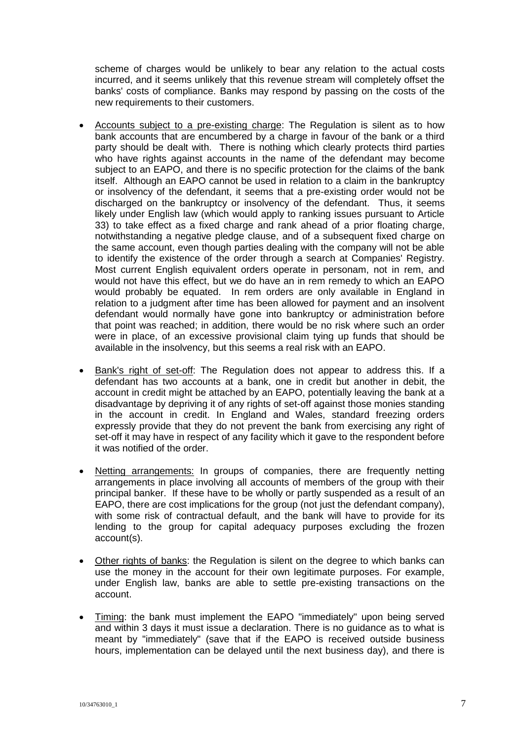scheme of charges would be unlikely to bear any relation to the actual costs incurred, and it seems unlikely that this revenue stream will completely offset the banks' costs of compliance. Banks may respond by passing on the costs of the new requirements to their customers.

- Accounts subject to a pre-existing charge: The Regulation is silent as to how bank accounts that are encumbered by a charge in favour of the bank or a third party should be dealt with. There is nothing which clearly protects third parties who have rights against accounts in the name of the defendant may become subject to an EAPO, and there is no specific protection for the claims of the bank itself. Although an EAPO cannot be used in relation to a claim in the bankruptcy or insolvency of the defendant, it seems that a pre-existing order would not be discharged on the bankruptcy or insolvency of the defendant. Thus, it seems likely under English law (which would apply to ranking issues pursuant to Article 33) to take effect as a fixed charge and rank ahead of a prior floating charge, notwithstanding a negative pledge clause, and of a subsequent fixed charge on the same account, even though parties dealing with the company will not be able to identify the existence of the order through a search at Companies' Registry. Most current English equivalent orders operate in personam, not in rem, and would not have this effect, but we do have an in rem remedy to which an EAPO would probably be equated. In rem orders are only available in England in relation to a judgment after time has been allowed for payment and an insolvent defendant would normally have gone into bankruptcy or administration before that point was reached; in addition, there would be no risk where such an order were in place, of an excessive provisional claim tying up funds that should be available in the insolvency, but this seems a real risk with an EAPO.

- Bank's right of set-off: The Regulation does not appear to address this. If a defendant has two accounts at a bank, one in credit but another in debit, the account in credit might be attached by an EAPO, potentially leaving the bank at a disadvantage by depriving it of any rights of set-off against those monies standing in the account in credit. In England and Wales, standard freezing orders expressly provide that they do not prevent the bank from exercising any right of set-off it may have in respect of any facility which it gave to the respondent before it was notified of the order.

- Netting arrangements: In groups of companies, there are frequently netting arrangements in place involving all accounts of members of the group with their principal banker. If these have to be wholly or partly suspended as a result of an EAPO, there are cost implications for the group (not just the defendant company), with some risk of contractual default, and the bank will have to provide for its lending to the group for capital adequacy purposes excluding the frozen account(s).

- Other rights of banks: the Regulation is silent on the degree to which banks can use the money in the account for their own legitimate purposes. For example, under English law, banks are able to settle pre-existing transactions on the account.

- Timing: the bank must implement the EAPO "immediately" upon being served and within 3 days it must issue a declaration. There is no guidance as to what is meant by "immediately" (save that if the EAPO is received outside business hours, implementation can be delayed until the next business day), and there is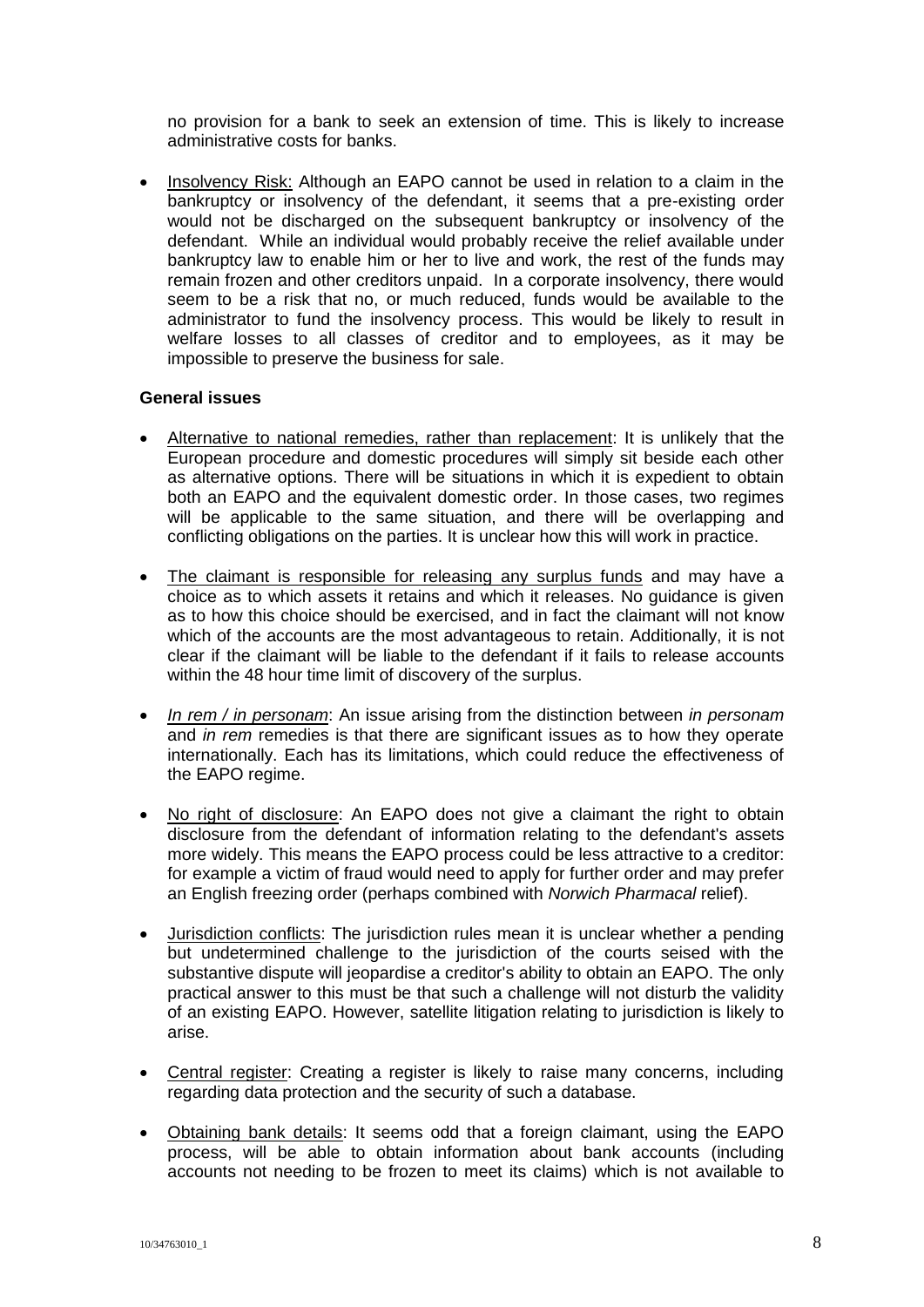no provision for a bank to seek an extension of time. This is likely to increase administrative costs for banks.

- Insolvency Risk: Although an EAPO cannot be used in relation to a claim in the bankruptcy or insolvency of the defendant, it seems that a pre-existing order would not be discharged on the subsequent bankruptcy or insolvency of the defendant. While an individual would probably receive the relief available under bankruptcy law to enable him or her to live and work, the rest of the funds may remain frozen and other creditors unpaid. In a corporate insolvency, there would seem to be a risk that no, or much reduced, funds would be available to the administrator to fund the insolvency process. This would be likely to result in welfare losses to all classes of creditor and to employees, as it may be impossible to preserve the business for sale.

**General issues**

- Alternative to national remedies, rather than replacement: It is unlikely that the European procedure and domestic procedures will simply sit beside each other as alternative options. There will be situations in which it is expedient to obtain both an EAPO and the equivalent domestic order. In those cases, two regimes will be applicable to the same situation, and there will be overlapping and conflicting obligations on the parties. It is unclear how this will work in practice.

- The claimant is responsible for releasing any surplus funds and may have a choice as to which assets it retains and which it releases. No guidance is given as to how this choice should be exercised, and in fact the claimant will not know which of the accounts are the most advantageous to retain. Additionally, it is not clear if the claimant will be liable to the defendant if it fails to release accounts within the 48 hour time limit of discovery of the surplus.

- *In rem / in personam*: An issue arising from the distinction between *in personam* and *in rem* remedies is that there are significant issues as to how they operate internationally. Each has its limitations, which could reduce the effectiveness of the EAPO regime.

- No right of disclosure: An EAPO does not give a claimant the right to obtain disclosure from the defendant of information relating to the defendant's assets more widely. This means the EAPO process could be less attractive to a creditor: for example a victim of fraud would need to apply for further order and may prefer an English freezing order (perhaps combined with *Norwich Pharmacal* relief).

- Jurisdiction conflicts: The jurisdiction rules mean it is unclear whether a pending but undetermined challenge to the jurisdiction of the courts seised with the substantive dispute will jeopardise a creditor's ability to obtain an EAPO. The only practical answer to this must be that such a challenge will not disturb the validity of an existing EAPO. However, satellite litigation relating to jurisdiction is likely to arise.

- Central register: Creating a register is likely to raise many concerns, including regarding data protection and the security of such a database.

- Obtaining bank details: It seems odd that a foreign claimant, using the EAPO process, will be able to obtain information about bank accounts (including accounts not needing to be frozen to meet its claims) which is not available to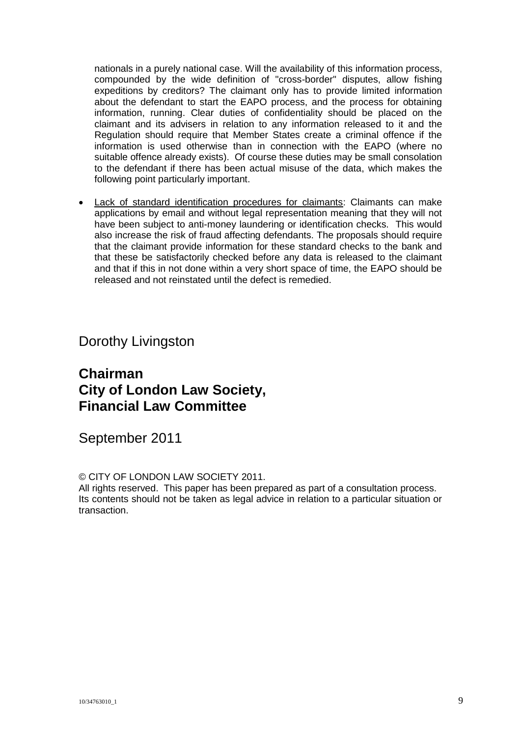nationals in a purely national case. Will the availability of this information process, compounded by the wide definition of "cross-border" disputes, allow fishing expeditions by creditors? The claimant only has to provide limited information about the defendant to start the EAPO process, and the process for obtaining information, running. Clear duties of confidentiality should be placed on the claimant and its advisers in relation to any information released to it and the Regulation should require that Member States create a criminal offence if the information is used otherwise than in connection with the EAPO (where no suitable offence already exists). Of course these duties may be small consolation to the defendant if there has been actual misuse of the data, which makes the following point particularly important.

- Lack of standard identification procedures for claimants: Claimants can make applications by email and without legal representation meaning that they will not have been subject to anti-money laundering or identification checks. This would also increase the risk of fraud affecting defendants. The proposals should require that the claimant provide information for these standard checks to the bank and that these be satisfactorily checked before any data is released to the claimant and that if this in not done within a very short space of time, the EAPO should be released and not reinstated until the defect is remedied.

Dorothy Livingston

**Chairman**
**City of London Law Society,**
**Financial Law Committee**

September 2011

© CITY OF LONDON LAW SOCIETY 2011.
All rights reserved. This paper has been prepared as part of a consultation process. Its contents should not be taken as legal advice in relation to a particular situation or transaction.

10/34763010_1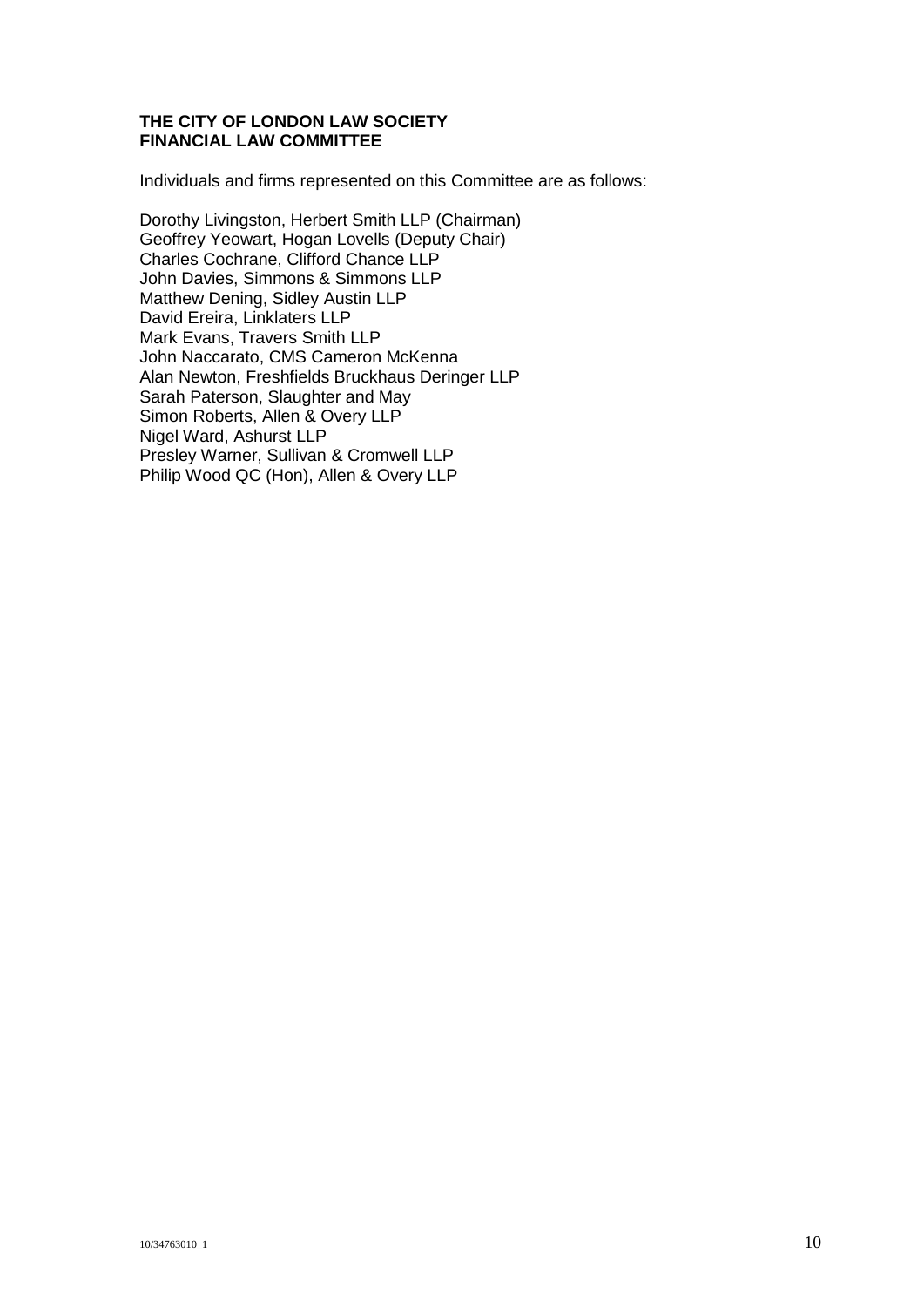**THE CITY OF LONDON LAW SOCIETY**
**FINANCIAL LAW COMMITTEE**

Individuals and firms represented on this Committee are as follows:

Dorothy Livingston, Herbert Smith LLP (Chairman)
Geoffrey Yeowart, Hogan Lovells (Deputy Chair)
Charles Cochrane, Clifford Chance LLP
John Davies, Simmons & Simmons LLP
Matthew Dening, Sidley Austin LLP
David Ereira, Linklaters LLP
Mark Evans, Travers Smith LLP
John Naccarato, CMS Cameron McKenna
Alan Newton, Freshfields Bruckhaus Deringer LLP
Sarah Paterson, Slaughter and May
Simon Roberts, Allen & Overy LLP
Nigel Ward, Ashurst LLP
Presley Warner, Sullivan & Cromwell LLP
Philip Wood QC (Hon), Allen & Overy LLP